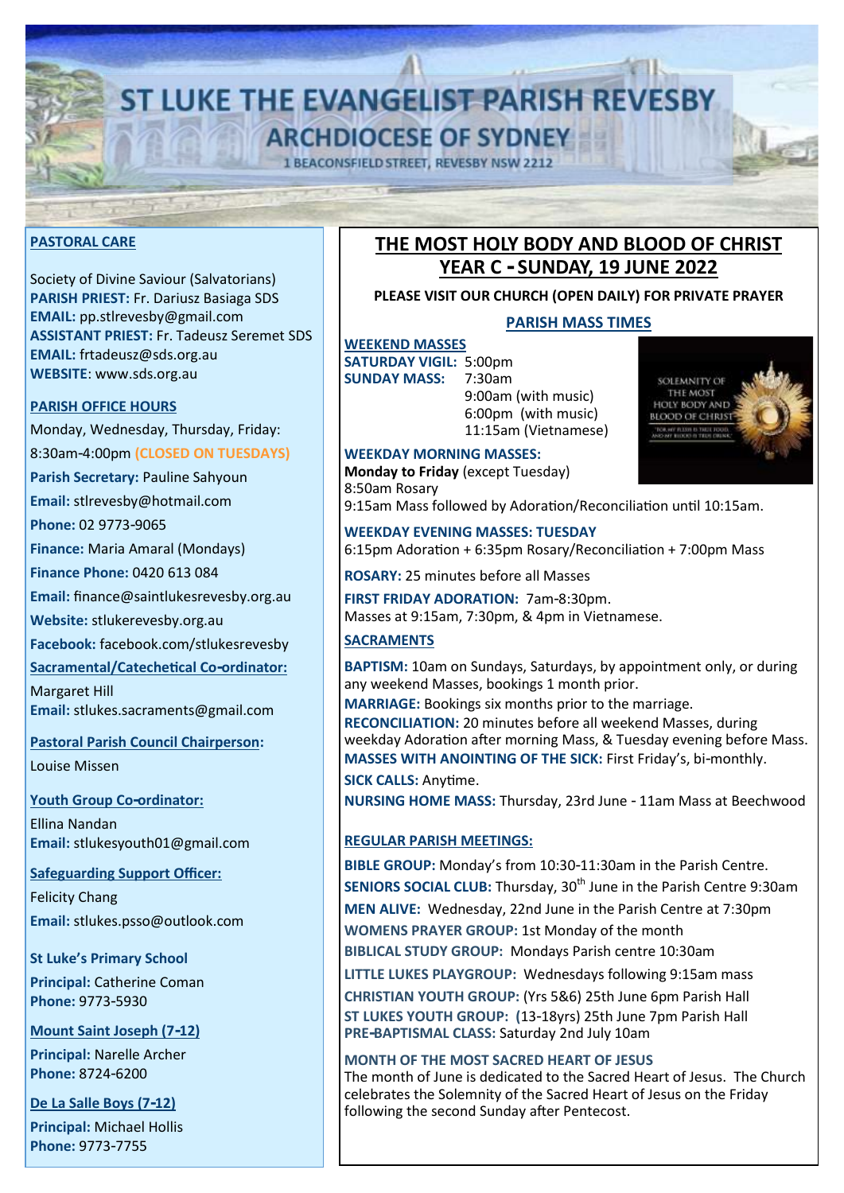# ST LUKE THE EVANGELIST PARISH REVESBY

## ARCHDIOCESE OF SYDNEY

1 BEACONSFIELD STREET, REVESBY NSW 2212

**PASTORAL CARE**

Society of Divine Saviour (Salvatorians)
**PARISH PRIEST:** Fr. Dariusz Basiaga SDS
**EMAIL:** pp.stlrevesby@gmail.com
**ASSISTANT PRIEST:** Fr. Tadeusz Seremet SDS
**EMAIL:** frtadeusz@sds.org.au
**WEBSITE**: www.sds.org.au

**PARISH OFFICE HOURS**

Monday, Wednesday, Thursday, Friday:
8:30am-4:00pm **(CLOSED ON TUESDAYS)**
**Parish Secretary:** Pauline Sahyoun
**Email:** stlrevesby@hotmail.com
**Phone:** 02 9773-9065
**Finance:** Maria Amaral (Mondays)
**Finance Phone:** 0420 613 084
**Email:** finance@saintlukesrevesby.org.au
**Website:** stlukerevesby.org.au
**Facebook:** facebook.com/stlukesrevesby

**Sacramental/Catechetical Co-ordinator:**
Margaret Hill
**Email:** stlukes.sacraments@gmail.com

**Pastoral Parish Council Chairperson:**
Louise Missen

**Youth Group Co-ordinator:**
Ellina Nandan
**Email:** stlukesyouth01@gmail.com

**Safeguarding Support Officer:**
Felicity Chang
**Email:** stlukes.psso@outlook.com

**St Luke's Primary School**
**Principal:** Catherine Coman
**Phone:** 9773-5930

**Mount Saint Joseph (7-12)**
**Principal:** Narelle Archer
**Phone:** 8724-6200

**De La Salle Boys (7-12)**
**Principal:** Michael Hollis
**Phone:** 9773-7755

## THE MOST HOLY BODY AND BLOOD OF CHRIST
## YEAR C - SUNDAY, 19 JUNE 2022

**PLEASE VISIT OUR CHURCH (OPEN DAILY) FOR PRIVATE PRAYER**

### PARISH MASS TIMES

**WEEKEND MASSES**
**SATURDAY VIGIL:** 5:00pm
**SUNDAY MASS:** 7:30am
9:00am (with music)
6:00pm (with music)
11:15am (Vietnamese)

SOLEMNITY OF THE MOST HOLY BODY AND BLOOD OF CHRIST
"FOR MY FLESH IS TRUE FOOD, AND MY BLOOD IS TRUE DRINK."

**WEEKDAY MORNING MASSES:**
**Monday to Friday** (except Tuesday)
8:50am Rosary
9:15am Mass followed by Adoration/Reconciliation until 10:15am.

**WEEKDAY EVENING MASSES: TUESDAY**
6:15pm Adoration + 6:35pm Rosary/Reconciliation + 7:00pm Mass

**ROSARY:** 25 minutes before all Masses

**FIRST FRIDAY ADORATION:** 7am-8:30pm.
Masses at 9:15am, 7:30pm, & 4pm in Vietnamese.

**SACRAMENTS**

**BAPTISM:** 10am on Sundays, Saturdays, by appointment only, or during any weekend Masses, bookings 1 month prior.
**MARRIAGE:** Bookings six months prior to the marriage.
**RECONCILIATION:** 20 minutes before all weekend Masses, during weekday Adoration after morning Mass, & Tuesday evening before Mass.
**MASSES WITH ANOINTING OF THE SICK:** First Friday's, bi-monthly.
**SICK CALLS:** Anytime.
**NURSING HOME MASS:** Thursday, 23rd June - 11am Mass at Beechwood

**REGULAR PARISH MEETINGS:**

**BIBLE GROUP:** Monday's from 10:30-11:30am in the Parish Centre.
**SENIORS SOCIAL CLUB:** Thursday, 30th June in the Parish Centre 9:30am
**MEN ALIVE:** Wednesday, 22nd June in the Parish Centre at 7:30pm
**WOMENS PRAYER GROUP:** 1st Monday of the month
**BIBLICAL STUDY GROUP:** Mondays Parish centre 10:30am
**LITTLE LUKES PLAYGROUP:** Wednesdays following 9:15am mass
**CHRISTIAN YOUTH GROUP:** (Yrs 5&6) 25th June 6pm Parish Hall
**ST LUKES YOUTH GROUP:** (13-18yrs) 25th June 7pm Parish Hall
**PRE-BAPTISMAL CLASS:** Saturday 2nd July 10am

**MONTH OF THE MOST SACRED HEART OF JESUS**
The month of June is dedicated to the Sacred Heart of Jesus. The Church celebrates the Solemnity of the Sacred Heart of Jesus on the Friday following the second Sunday after Pentecost.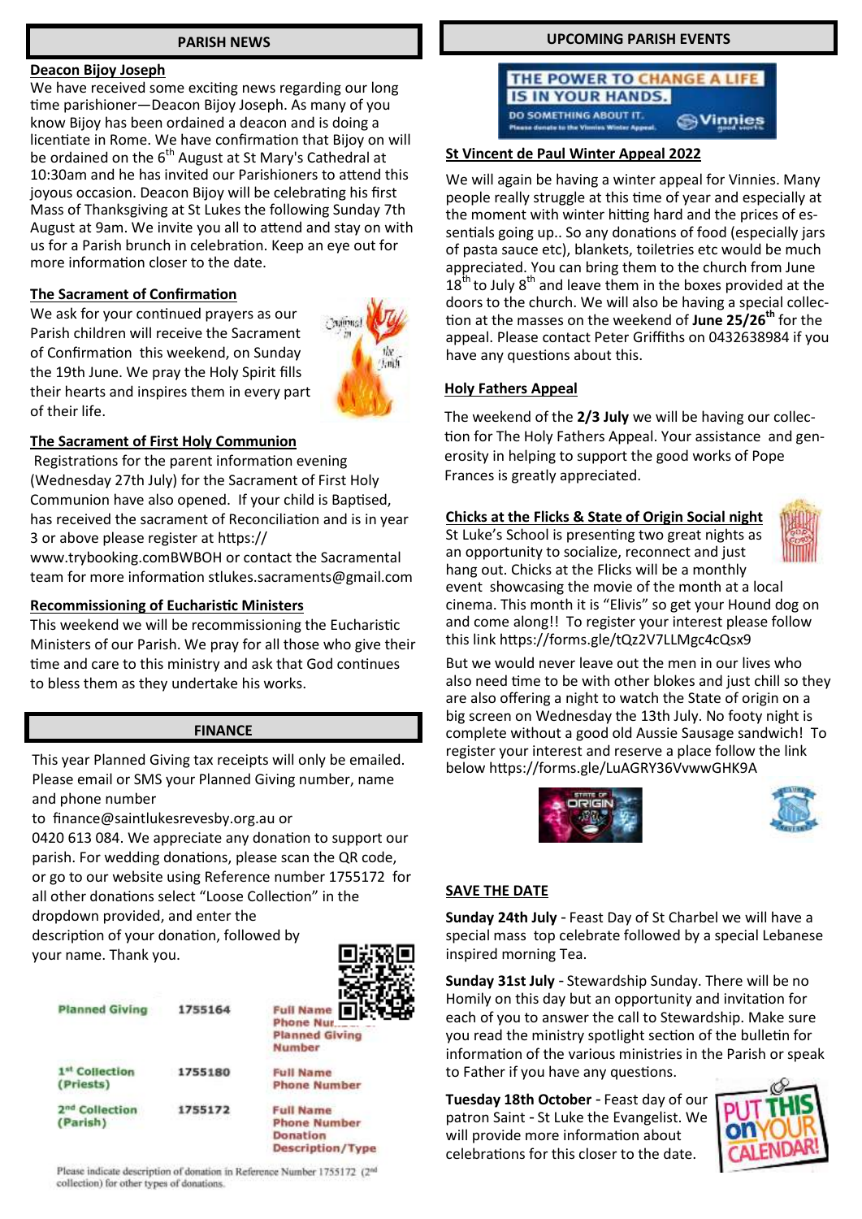## PARISH NEWS

**Deacon Bijoy Joseph**

We have received some exciting news regarding our long time parishioner—Deacon Bijoy Joseph. As many of you know Bijoy has been ordained a deacon and is doing a licentiate in Rome. We have confirmation that Bijoy on will be ordained on the 6th August at St Mary's Cathedral at 10:30am and he has invited our Parishioners to attend this joyous occasion. Deacon Bijoy will be celebrating his first Mass of Thanksgiving at St Lukes the following Sunday 7th August at 9am. We invite you all to attend and stay on with us for a Parish brunch in celebration. Keep an eye out for more information closer to the date.

**The Sacrament of Confirmation**

We ask for your continued prayers as our Parish children will receive the Sacrament of Confirmation this weekend, on Sunday the 19th June. We pray the Holy Spirit fills their hearts and inspires them in every part of their life.

**The Sacrament of First Holy Communion**

Registrations for the parent information evening (Wednesday 27th July) for the Sacrament of First Holy Communion have also opened. If your child is Baptised, has received the sacrament of Reconciliation and is in year 3 or above please register at https://www.trybooking.comBWBOH or contact the Sacramental team for more information stlukes.sacraments@gmail.com

**Recommissioning of Eucharistic Ministers**

This weekend we will be recommissioning the Eucharistic Ministers of our Parish. We pray for all those who give their time and care to this ministry and ask that God continues to bless them as they undertake his works.

## FINANCE

This year Planned Giving tax receipts will only be emailed. Please email or SMS your Planned Giving number, name and phone number to finance@saintlukesrevesby.org.au or 0420 613 084. We appreciate any donation to support our parish. For wedding donations, please scan the QR code, or go to our website using Reference number 1755172 for all other donations select "Loose Collection" in the dropdown provided, and enter the description of your donation, followed by your name. Thank you.

| | | |
|---|---|---|
| Planned Giving | 1755164 | Full Name Phone Number Planned Giving Number |
| 1st Collection (Priests) | 1755180 | Full Name Phone Number |
| 2nd Collection (Parish) | 1755172 | Full Name Phone Number Donation Description/Type |

Please indicate description of donation in Reference Number 1755172 (2nd collection) for other types of donations.

## UPCOMING PARISH EVENTS

THE POWER TO CHANGE A LIFE IS IN YOUR HANDS. DO SOMETHING ABOUT IT. Please donate to the Vinnies Winter Appeal. Vinnies

**St Vincent de Paul Winter Appeal 2022**

We will again be having a winter appeal for Vinnies. Many people really struggle at this time of year and especially at the moment with winter hitting hard and the prices of essentials going up.. So any donations of food (especially jars of pasta sauce etc), blankets, toiletries etc would be much appreciated. You can bring them to the church from June 18th to July 8th and leave them in the boxes provided at the doors to the church. We will also be having a special collection at the masses on the weekend of **June 25/26th** for the appeal. Please contact Peter Griffiths on 0432638984 if you have any questions about this.

**Holy Fathers Appeal**

The weekend of the **2/3 July** we will be having our collection for The Holy Fathers Appeal. Your assistance and generosity in helping to support the good works of Pope Frances is greatly appreciated.

**Chicks at the Flicks & State of Origin Social night**

St Luke's School is presenting two great nights as an opportunity to socialize, reconnect and just hang out. Chicks at the Flicks will be a monthly event showcasing the movie of the month at a local cinema. This month it is "Elivis" so get your Hound dog on and come along!! To register your interest please follow this link https://forms.gle/tQz2V7LLMgc4cQsx9

But we would never leave out the men in our lives who also need time to be with other blokes and just chill so they are also offering a night to watch the State of origin on a big screen on Wednesday the 13th July. No footy night is complete without a good old Aussie Sausage sandwich! To register your interest and reserve a place follow the link below https://forms.gle/LuAGRY36VvwwGHK9A

**SAVE THE DATE**

**Sunday 24th July** - Feast Day of St Charbel we will have a special mass top celebrate followed by a special Lebanese inspired morning Tea.

**Sunday 31st July** - Stewardship Sunday. There will be no Homily on this day but an opportunity and invitation for each of you to answer the call to Stewardship. Make sure you read the ministry spotlight section of the bulletin for information of the various ministries in the Parish or speak to Father if you have any questions.

**Tuesday 18th October** - Feast day of our patron Saint - St Luke the Evangelist. We will provide more information about celebrations for this closer to the date.

PUT THIS ON YOUR CALENDAR!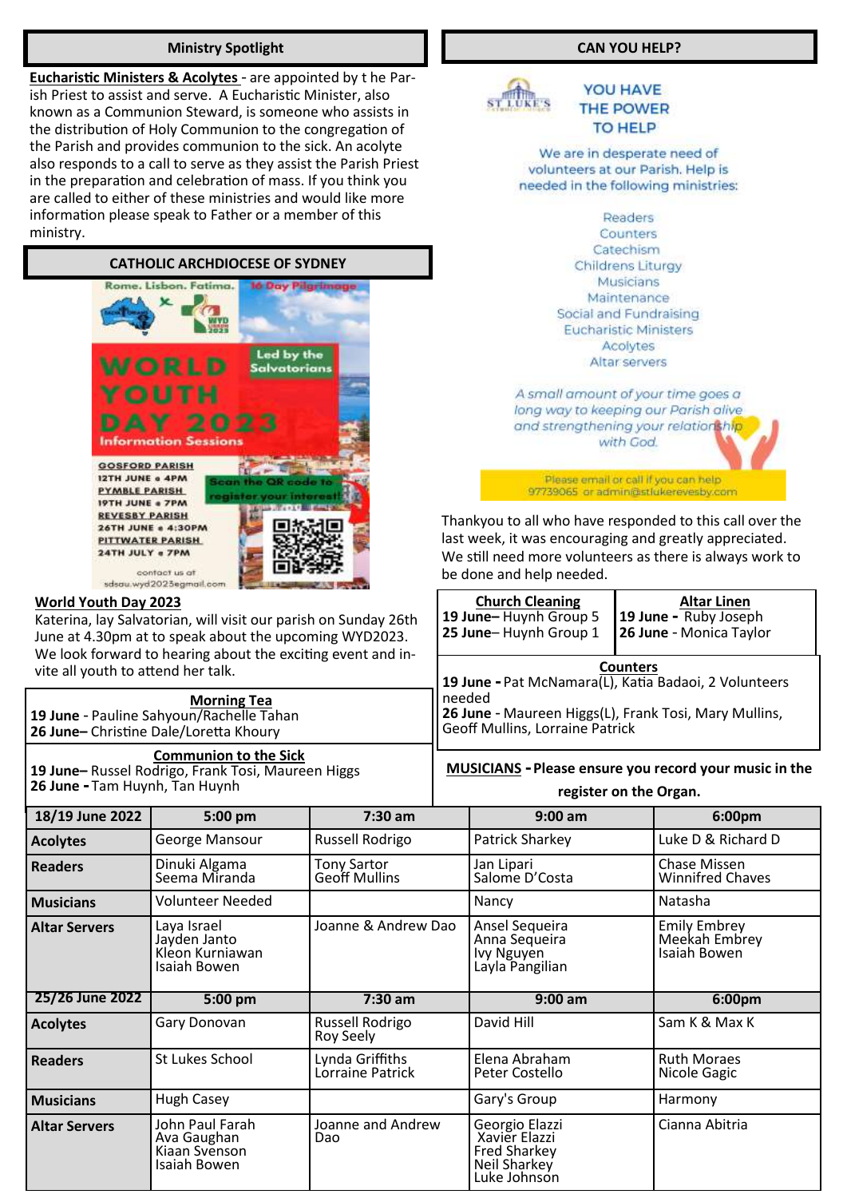## Ministry Spotlight

**Eucharistic Ministers & Acolytes** - are appointed by t he Parish Priest to assist and serve. A Eucharistic Minister, also known as a Communion Steward, is someone who assists in the distribution of Holy Communion to the congregation of the Parish and provides communion to the sick. An acolyte also responds to a call to serve as they assist the Parish Priest in the preparation and celebration of mass. If you think you are called to either of these ministries and would like more information please speak to Father or a member of this ministry.

## CATHOLIC ARCHDIOCESE OF SYDNEY

Rome. Lisbon. Fatima. 16 Day Pilgrimage

**WORLD YOUTH DAY 2023**

Led by the Salvatorians

Information Sessions

GOSFORD PARISH
12TH JUNE • 4PM
PYMBLE PARISH
19TH JUNE • 7PM
REVESBY PARISH
26TH JUNE • 4:30PM
PITTWATER PARISH
24TH JULY • 7PM

Scan the QR code to register your interest!

contact us at sdsau.wyd2023@gmail.com

**World Youth Day 2023**

Katerina, lay Salvatorian, will visit our parish on Sunday 26th June at 4.30pm at to speak about the upcoming WYD2023. We look forward to hearing about the exciting event and invite all youth to attend her talk.

**Morning Tea**

**19 June** - Pauline Sahyoun/Rachelle Tahan
**26 June**– Christine Dale/Loretta Khoury

**Communion to the Sick**

**19 June**– Russel Rodrigo, Frank Tosi, Maureen Higgs
**26 June -** Tam Huynh, Tan Huynh

## CAN YOU HELP?

ST LUKE'S

YOU HAVE THE POWER TO HELP

We are in desperate need of volunteers at our Parish. Help is needed in the following ministries:

Readers
Counters
Catechism
Childrens Liturgy
Musicians
Maintenance
Social and Fundraising
Eucharistic Ministers
Acolytes
Altar servers

*A small amount of your time goes a long way to keeping our Parish alive and strengthening your relationship with God.*

Please email or call if you can help 97739065 or admin@stlukerevesby.com

Thankyou to all who have responded to this call over the last week, it was encouraging and greatly appreciated. We still need more volunteers as there is always work to be done and help needed.

| Church Cleaning | Altar Linen |
|---|---|
| **19 June**– Huynh Group 5<br>**25 June**– Huynh Group 1 | **19 June -** Ruby Joseph<br>**26 June** - Monica Taylor |

**Counters**

**19 June -** Pat McNamara(L), Katia Badaoi, 2 Volunteers needed
**26 June** - Maureen Higgs(L), Frank Tosi, Mary Mullins, Geoff Mullins, Lorraine Patrick

**MUSICIANS - Please ensure you record your music in the register on the Organ.**

| 18/19 June 2022 | 5:00 pm | 7:30 am | 9:00 am | 6:00pm |
|---|---|---|---|---|
| **Acolytes** | George Mansour | Russell Rodrigo | Patrick Sharkey | Luke D & Richard D |
| **Readers** | Dinuki Algama<br>Seema Miranda | Tony Sartor<br>Geoff Mullins | Jan Lipari<br>Salome D'Costa | Chase Missen<br>Winnifred Chaves |
| **Musicians** | Volunteer Needed | | Nancy | Natasha |
| **Altar Servers** | Laya Israel<br>Jayden Janto<br>Kleon Kurniawan<br>Isaiah Bowen | Joanne & Andrew Dao | Ansel Sequeira<br>Anna Sequeira<br>Ivy Nguyen<br>Layla Pangilian | Emily Embrey<br>Meekah Embrey<br>Isaiah Bowen |
| **25/26 June 2022** | **5:00 pm** | **7:30 am** | **9:00 am** | **6:00pm** |
| **Acolytes** | Gary Donovan | Russell Rodrigo<br>Roy Seely | David Hill | Sam K & Max K |
| **Readers** | St Lukes School | Lynda Griffiths<br>Lorraine Patrick | Elena Abraham<br>Peter Costello | Ruth Moraes<br>Nicole Gagic |
| **Musicians** | Hugh Casey | | Gary's Group | Harmony |
| **Altar Servers** | John Paul Farah<br>Ava Gaughan<br>Kiaan Svenson<br>Isaiah Bowen | Joanne and Andrew Dao | Georgio Elazzi<br>Xavier Elazzi<br>Fred Sharkey<br>Neil Sharkey<br>Luke Johnson | Cianna Abitria |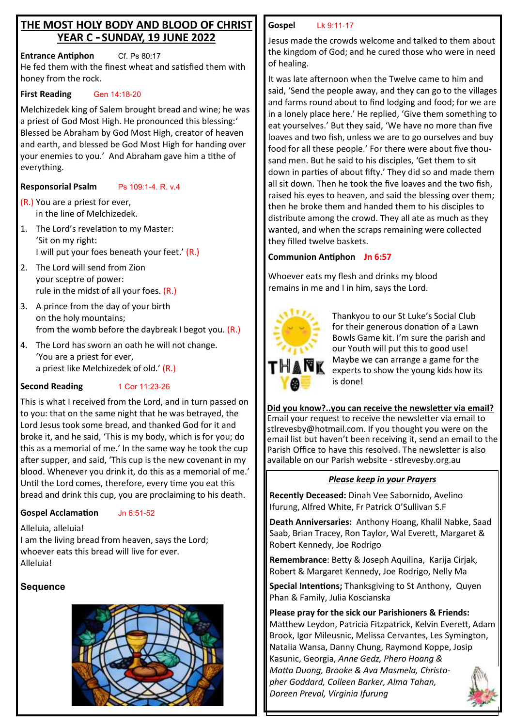# THE MOST HOLY BODY AND BLOOD OF CHRIST
## YEAR C - SUNDAY, 19 JUNE 2022

**Entrance Antiphon** Cf. Ps 80:17

He fed them with the finest wheat and satisfied them with honey from the rock.

**First Reading** Gen 14:18-20

Melchizedek king of Salem brought bread and wine; he was a priest of God Most High. He pronounced this blessing:' Blessed be Abraham by God Most High, creator of heaven and earth, and blessed be God Most High for handing over your enemies to you.' And Abraham gave him a tithe of everything.

**Responsorial Psalm** Ps 109:1-4. R. v.4

(R.) You are a priest for ever,
in the line of Melchizedek.

1. The Lord's revelation to my Master:
'Sit on my right:
I will put your foes beneath your feet.' (R.)
2. The Lord will send from Zion
your sceptre of power:
rule in the midst of all your foes. (R.)
3. A prince from the day of your birth
on the holy mountains;
from the womb before the daybreak I begot you. (R.)
4. The Lord has sworn an oath he will not change.
'You are a priest for ever,
a priest like Melchizedek of old.' (R.)

**Second Reading** 1 Cor 11:23-26

This is what I received from the Lord, and in turn passed on to you: that on the same night that he was betrayed, the Lord Jesus took some bread, and thanked God for it and broke it, and he said, 'This is my body, which is for you; do this as a memorial of me.' In the same way he took the cup after supper, and said, 'This cup is the new covenant in my blood. Whenever you drink it, do this as a memorial of me.' Until the Lord comes, therefore, every time you eat this bread and drink this cup, you are proclaiming to his death.

**Gospel Acclamation** Jn 6:51-52

Alleluia, alleluia!
I am the living bread from heaven, says the Lord;
whoever eats this bread will live for ever.
Alleluia!

**Sequence**

**Gospel** Lk 9:11-17

Jesus made the crowds welcome and talked to them about the kingdom of God; and he cured those who were in need of healing.

It was late afternoon when the Twelve came to him and said, 'Send the people away, and they can go to the villages and farms round about to find lodging and food; for we are in a lonely place here.' He replied, 'Give them something to eat yourselves.' But they said, 'We have no more than five loaves and two fish, unless we are to go ourselves and buy food for all these people.' For there were about five thousand men. But he said to his disciples, 'Get them to sit down in parties of about fifty.' They did so and made them all sit down. Then he took the five loaves and the two fish, raised his eyes to heaven, and said the blessing over them; then he broke them and handed them to his disciples to distribute among the crowd. They all ate as much as they wanted, and when the scraps remaining were collected they filled twelve baskets.

**Communion Antiphon** Jn 6:57

Whoever eats my flesh and drinks my blood
remains in me and I in him, says the Lord.

Thankyou to our St Luke's Social Club for their generous donation of a Lawn Bowls Game kit. I'm sure the parish and our Youth will put this to good use! Maybe we can arrange a game for the experts to show the young kids how its is done!

**Did you know?..you can receive the newsletter via email?**

Email your request to receive the newsletter via email to stlrevesby@hotmail.com. If you thought you were on the email list but haven't been receiving it, send an email to the Parish Office to have this resolved. The newsletter is also available on our Parish website - stlrevesby.org.au

***Please keep in your Prayers***

**Recently Deceased:** Dinah Vee Sabornido, Avelino Ifurung, Alfred White, Fr Patrick O'Sullivan S.F

**Death Anniversaries:** Anthony Hoang, Khalil Nabke, Saad Saab, Brian Tracey, Ron Taylor, Wal Everett, Margaret & Robert Kennedy, Joe Rodrigo

**Remembrance**: Betty & Joseph Aquilina, Karija Cirjak, Robert & Margaret Kennedy, Joe Rodrigo, Nelly Ma

**Special Intentions;** Thanksgiving to St Anthony, Quyen Phan & Family, Julia Koscianska

**Please pray for the sick our Parishioners & Friends:** Matthew Leydon, Patricia Fitzpatrick, Kelvin Everett, Adam Brook, Igor Mileusnic, Melissa Cervantes, Les Symington, Natalia Wansa, Danny Chung, Raymond Koppe, Josip Kasunic, Georgia, *Anne Gedz, Phero Hoang & Matta Duong, Brooke & Ava Masmela, Christopher Goddard, Colleen Barker, Alma Tahan, Doreen Preval, Virginia Ifurung*